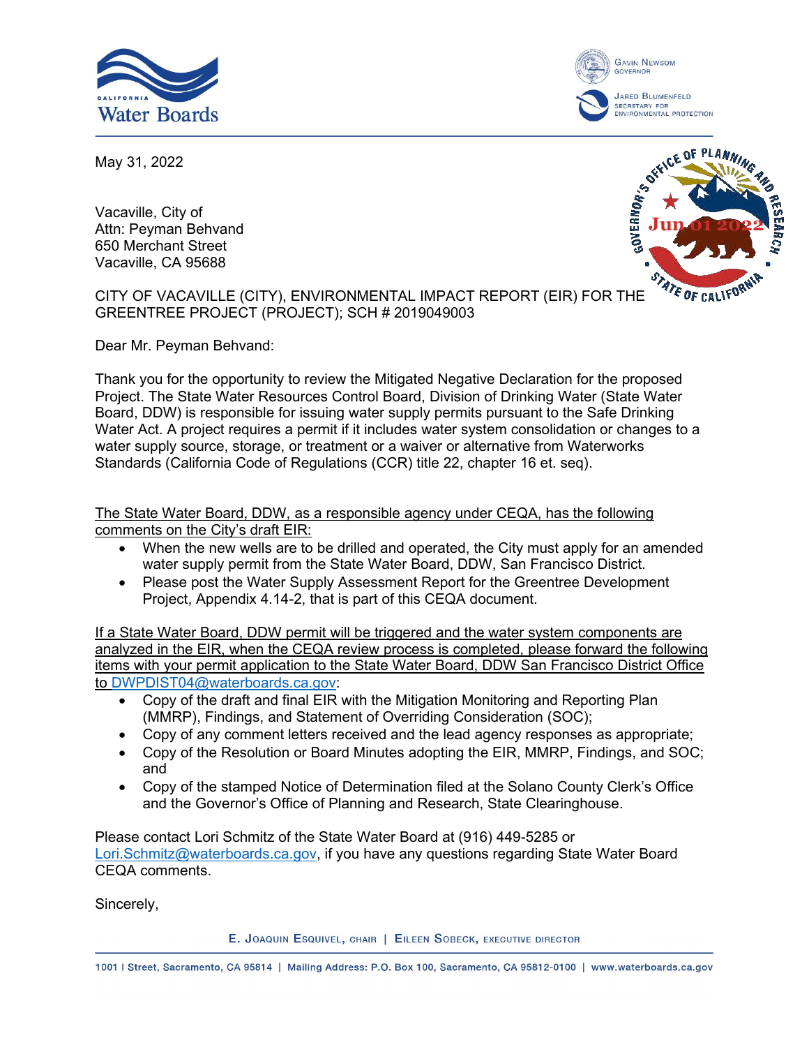May 31, 2022

Vacaville, City of
Attn: Peyman Behvand
650 Merchant Street
Vacaville, CA 95688

Jun 01 2022

CITY OF VACAVILLE (CITY), ENVIRONMENTAL IMPACT REPORT (EIR) FOR THE GREENTREE PROJECT (PROJECT); SCH # 2019049003

Dear Mr. Peyman Behvand:

Thank you for the opportunity to review the Mitigated Negative Declaration for the proposed Project. The State Water Resources Control Board, Division of Drinking Water (State Water Board, DDW) is responsible for issuing water supply permits pursuant to the Safe Drinking Water Act. A project requires a permit if it includes water system consolidation or changes to a water supply source, storage, or treatment or a waiver or alternative from Waterworks Standards (California Code of Regulations (CCR) title 22, chapter 16 et. seq).

<u>The State Water Board, DDW, as a responsible agency under CEQA, has the following comments on the City's draft EIR:</u>

- When the new wells are to be drilled and operated, the City must apply for an amended water supply permit from the State Water Board, DDW, San Francisco District.
- Please post the Water Supply Assessment Report for the Greentree Development Project, Appendix 4.14-2, that is part of this CEQA document.

<u>If a State Water Board, DDW permit will be triggered and the water system components are analyzed in the EIR, when the CEQA review process is completed, please forward the following items with your permit application to the State Water Board, DDW San Francisco District Office to DWPDIST04@waterboards.ca.gov:</u>

- Copy of the draft and final EIR with the Mitigation Monitoring and Reporting Plan (MMRP), Findings, and Statement of Overriding Consideration (SOC);
- Copy of any comment letters received and the lead agency responses as appropriate;
- Copy of the Resolution or Board Minutes adopting the EIR, MMRP, Findings, and SOC; and
- Copy of the stamped Notice of Determination filed at the Solano County Clerk's Office and the Governor's Office of Planning and Research, State Clearinghouse.

Please contact Lori Schmitz of the State Water Board at (916) 449-5285 or Lori.Schmitz@waterboards.ca.gov, if you have any questions regarding State Water Board CEQA comments.

Sincerely,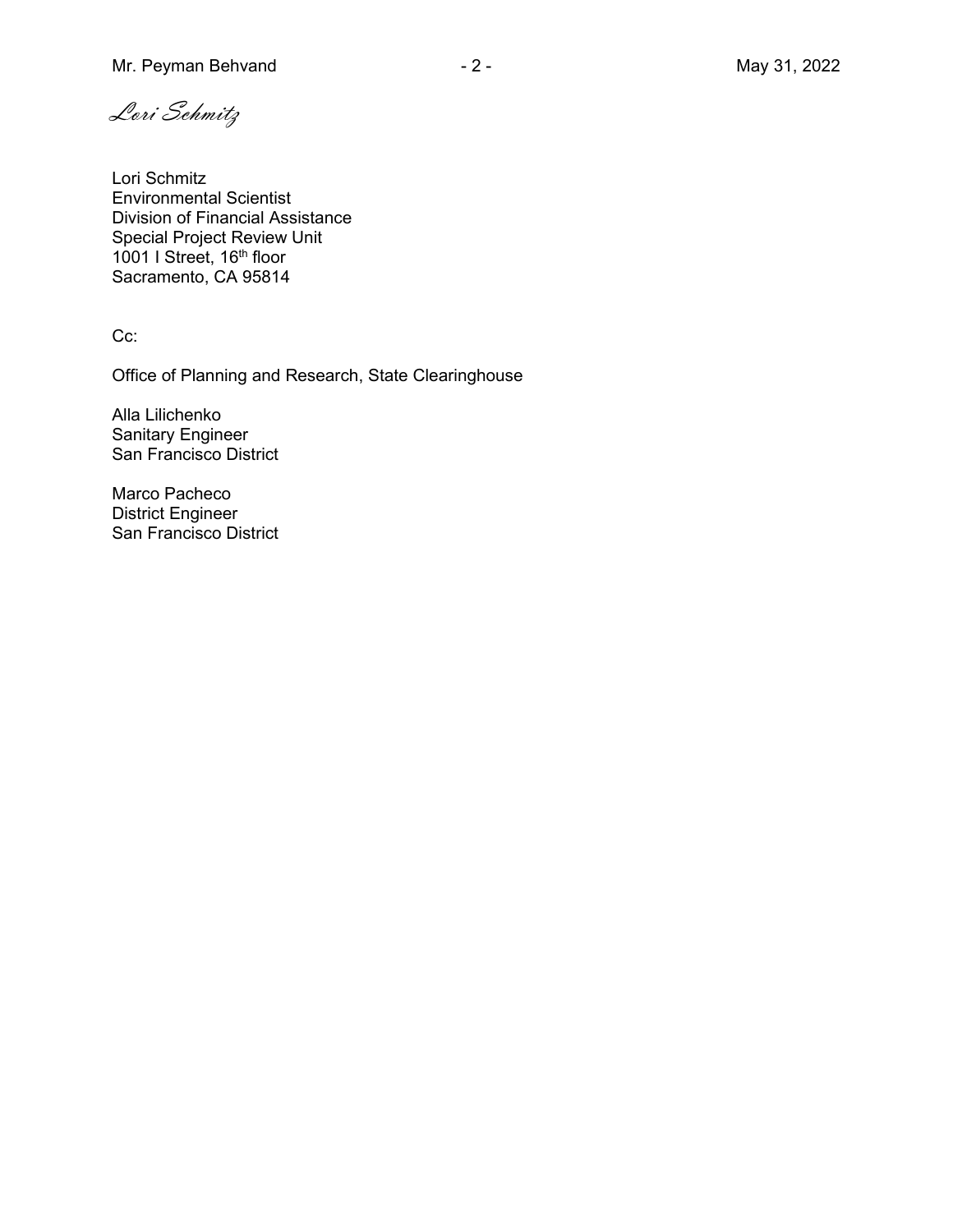*Lori Schmitz*

Lori Schmitz
Environmental Scientist
Division of Financial Assistance
Special Project Review Unit
1001 I Street, 16th floor
Sacramento, CA 95814

Cc:

Office of Planning and Research, State Clearinghouse

Alla Lilichenko
Sanitary Engineer
San Francisco District

Marco Pacheco
District Engineer
San Francisco District